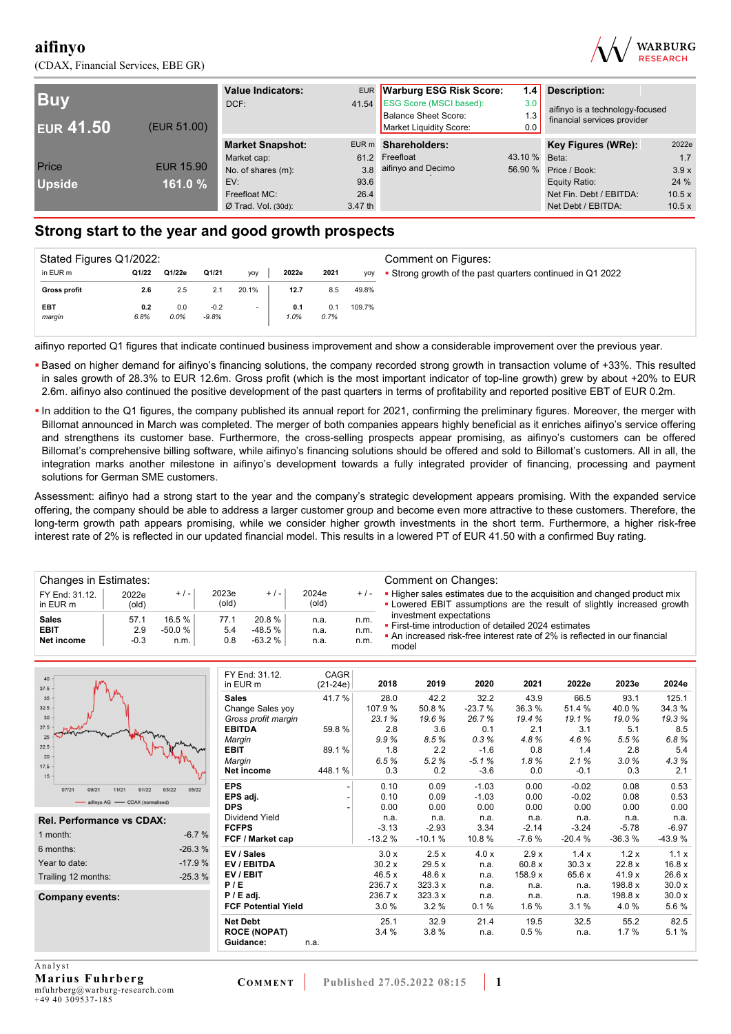# aifinyo

(CDAX, Financial Services, EBE GR)

WARBURG RESEARCH

| **Buy** | |
|---|---|
| **EUR 41.50** | (EUR 51.00) |
| Price | EUR 15.90 |
| **Upside** | **161.0 %** |

| **Value Indicators:** | EUR |
|---|---|
| DCF: | 41.54 |

| **Warburg ESG Risk Score:** | **1.4** |
|---|---|
| ESG Score (MSCI based): | 3.0 |
| Balance Sheet Score: | 1.3 |
| Market Liquidity Score: | 0.0 |

**Description:**

aifinyo is a technology-focused financial services provider

| **Market Snapshot:** | EUR m |
|---|---|
| Market cap: | 61.2 |
| No. of shares (m): | 3.8 |
| EV: | 93.6 |
| Freefloat MC: | 26.4 |
| Ø Trad. Vol. (30d): | 3.47 th |

| **Shareholders:** | |
|---|---|
| Freefloat | 43.10 % |
| aifinyo and Decimo | 56.90 % |

| **Key Figures (WRe):** | 2022e |
|---|---|
| Beta: | 1.7 |
| Price / Book: | 3.9 x |
| Equity Ratio: | 24 % |
| Net Fin. Debt / EBITDA: | 10.5 x |
| Net Debt / EBITDA: | 10.5 x |

## Strong start to the year and good growth prospects

**Stated Figures Q1/2022:**

| in EUR m | Q1/22 | Q1/22e | Q1/21 | yoy | 2022e | 2021 | yoy |
|---|---|---|---|---|---|---|---|
| **Gross profit** | **2.6** | 2.5 | 2.1 | 20.1% | **12.7** | 8.5 | 49.8% |
| **EBT** | **0.2** | 0.0 | -0.2 | - | **0.1** | 0.1 | 109.7% |
| *margin* | *6.8%* | *0.0%* | *-9.8%* | | *1.0%* | *0.7%* | |

**Comment on Figures:**

- Strong growth of the past quarters continued in Q1 2022

aifinyo reported Q1 figures that indicate continued business improvement and show a considerable improvement over the previous year.

- Based on higher demand for aifinyo's financing solutions, the company recorded strong growth in transaction volume of +33%. This resulted in sales growth of 28.3% to EUR 12.6m. Gross profit (which is the most important indicator of top-line growth) grew by about +20% to EUR 2.6m. aifinyo also continued the positive development of the past quarters in terms of profitability and reported positive EBT of EUR 0.2m.
- In addition to the Q1 figures, the company published its annual report for 2021, confirming the preliminary figures. Moreover, the merger with Billomat announced in March was completed. The merger of both companies appears highly beneficial as it enriches aifinyo's service offering and strengthens its customer base. Furthermore, the cross-selling prospects appear promising, as aifinyo's customers can be offered Billomat's comprehensive billing software, while aifinyo's financing solutions should be offered and sold to Billomat's customers. All in all, the integration marks another milestone in aifinyo's development towards a fully integrated provider of financing, processing and payment solutions for German SME customers.

Assessment: aifinyo had a strong start to the year and the company's strategic development appears promising. With the expanded service offering, the company should be able to address a larger customer group and become even more attractive to these customers. Therefore, the long-term growth path appears promising, while we consider higher growth investments in the short term. Furthermore, a higher risk-free interest rate of 2% is reflected in our updated financial model. This results in a lowered PT of EUR 41.50 with a confirmed Buy rating.

**Changes in Estimates:**

| FY End: 31.12. in EUR m | 2022e (old) | + / - | 2023e (old) | + / - | 2024e (old) | + / - |
|---|---|---|---|---|---|---|
| **Sales** | 57.1 | 16.5 % | 77.1 | 20.8 % | n.a. | n.m. |
| **EBIT** | 2.9 | -50.0 % | 5.4 | -48.5 % | n.a. | n.m. |
| **Net income** | -0.3 | n.m. | 0.8 | -63.2 % | n.a. | n.m. |

**Comment on Changes:**

- Higher sales estimates due to the acquisition and changed product mix
- Lowered EBIT assumptions are the result of slightly increased growth investment expectations
- First-time introduction of detailed 2024 estimates
- An increased risk-free interest rate of 2% is reflected in our financial model

| **Rel. Performance vs CDAX:** | |
|---|---|
| 1 month: | -6.7 % |
| 6 months: | -26.3 % |
| Year to date: | -17.9 % |
| Trailing 12 months: | -25.3 % |

**Company events:**

| FY End: 31.12. in EUR m | CAGR (21-24e) | 2018 | 2019 | 2020 | 2021 | 2022e | 2023e | 2024e |
|---|---|---|---|---|---|---|---|---|
| **Sales** | 41.7 % | 28.0 | 42.2 | 32.2 | 43.9 | 66.5 | 93.1 | 125.1 |
| *Change Sales yoy* | | 107.9 % | 50.8 % | -23.7 % | 36.3 % | 51.4 % | 40.0 % | 34.3 % |
| *Gross profit margin* | | 23.1 % | 19.6 % | 26.7 % | 19.4 % | 19.1 % | 19.0 % | 19.3 % |
| **EBITDA** | 59.8 % | 2.8 | 3.6 | 0.1 | 2.1 | 3.1 | 5.1 | 8.5 |
| *Margin* | | 9.9 % | 8.5 % | 0.3 % | 4.8 % | 4.6 % | 5.5 % | 6.8 % |
| **EBIT** | 89.1 % | 1.8 | 2.2 | -1.6 | 0.8 | 1.4 | 2.8 | 5.4 |
| *Margin* | | 6.5 % | 5.2 % | -5.1 % | 1.8 % | 2.1 % | 3.0 % | 4.3 % |
| **Net income** | 448.1 % | 0.3 | 0.2 | -3.6 | 0.0 | -0.1 | 0.3 | 2.1 |
| **EPS** | - | 0.10 | 0.09 | -1.03 | 0.00 | -0.02 | 0.08 | 0.53 |
| **EPS adj.** | - | 0.10 | 0.09 | -1.03 | 0.00 | -0.02 | 0.08 | 0.53 |
| **DPS** | - | 0.00 | 0.00 | 0.00 | 0.00 | 0.00 | 0.00 | 0.00 |
| Dividend Yield | | n.a. | n.a. | n.a. | n.a. | n.a. | n.a. | n.a. |
| **FCFPS** | | -3.13 | -2.93 | 3.34 | -2.14 | -3.24 | -5.78 | -6.97 |
| **FCF / Market cap** | | -13.2 % | -10.1 % | 10.8 % | -7.6 % | -20.4 % | -36.3 % | -43.9 % |
| **EV / Sales** | | 3.0 x | 2.5 x | 4.0 x | 2.9 x | 1.4 x | 1.2 x | 1.1 x |
| **EV / EBITDA** | | 30.2 x | 29.5 x | n.a. | 60.8 x | 30.3 x | 22.8 x | 16.8 x |
| **EV / EBIT** | | 46.5 x | 48.6 x | n.a. | 158.9 x | 65.6 x | 41.9 x | 26.6 x |
| **P / E** | | 236.7 x | 323.3 x | n.a. | n.a. | n.a. | 198.8 x | 30.0 x |
| **P / E adj.** | | 236.7 x | 323.3 x | n.a. | n.a. | n.a. | 198.8 x | 30.0 x |
| **FCF Potential Yield** | | 3.0 % | 3.2 % | 0.1 % | 1.6 % | 3.1 % | 4.0 % | 5.6 % |
| **Net Debt** | | 25.1 | 32.9 | 21.4 | 19.5 | 32.5 | 55.2 | 82.5 |
| **ROCE (NOPAT)** | | 3.4 % | 3.8 % | n.a. | 0.5 % | n.a. | 1.7 % | 5.1 % |
| **Guidance:** | n.a. | | | | | | | |

Analyst
**Marius Fuhrberg**
mfuhrberg@warburg-research.com
+49 40 309537-185

COMMENT | Published 27.05.2022 08:15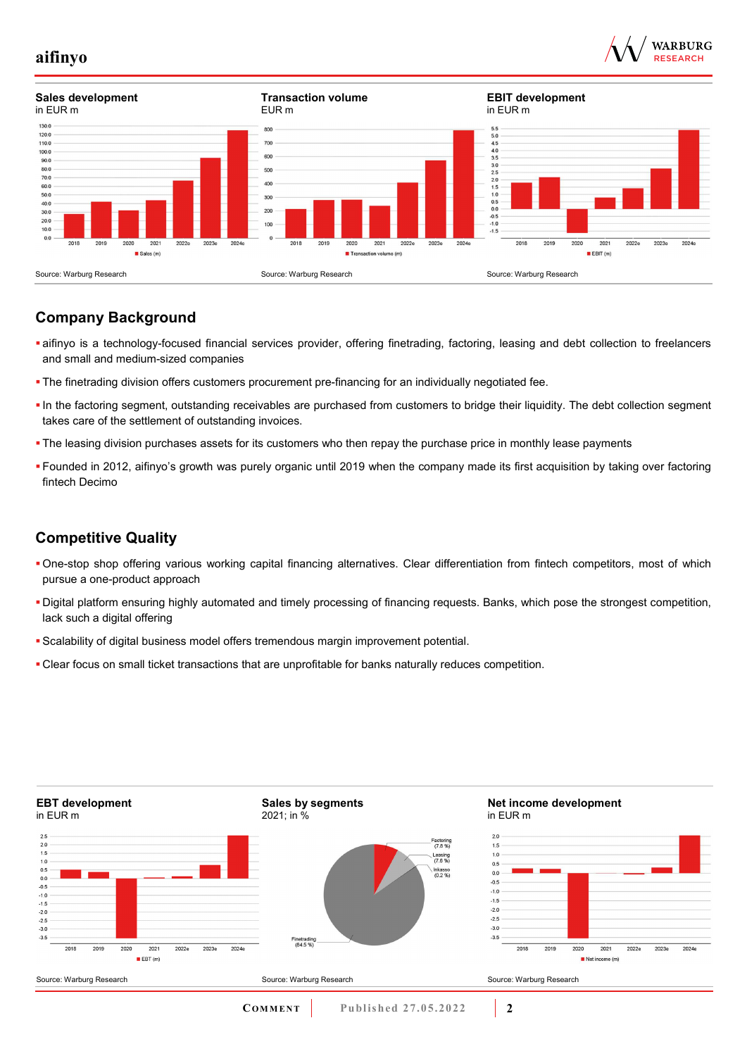**Sales development**
in EUR m

Source: Warburg Research

**Transaction volume**
EUR m

Source: Warburg Research

**EBIT development**
in EUR m

Source: Warburg Research

## Company Background

- aifinyo is a technology-focused financial services provider, offering finetrading, factoring, leasing and debt collection to freelancers and small and medium-sized companies
- The finetrading division offers customers procurement pre-financing for an individually negotiated fee.
- In the factoring segment, outstanding receivables are purchased from customers to bridge their liquidity. The debt collection segment takes care of the settlement of outstanding invoices.
- The leasing division purchases assets for its customers who then repay the purchase price in monthly lease payments
- Founded in 2012, aifinyo's growth was purely organic until 2019 when the company made its first acquisition by taking over factoring fintech Decimo

## Competitive Quality

- One-stop shop offering various working capital financing alternatives. Clear differentiation from fintech competitors, most of which pursue a one-product approach
- Digital platform ensuring highly automated and timely processing of financing requests. Banks, which pose the strongest competition, lack such a digital offering
- Scalability of digital business model offers tremendous margin improvement potential.
- Clear focus on small ticket transactions that are unprofitable for banks naturally reduces competition.

**EBT development**
in EUR m

Source: Warburg Research

**Sales by segments**
2021; in %

Source: Warburg Research

**Net income development**
in EUR m

Source: Warburg Research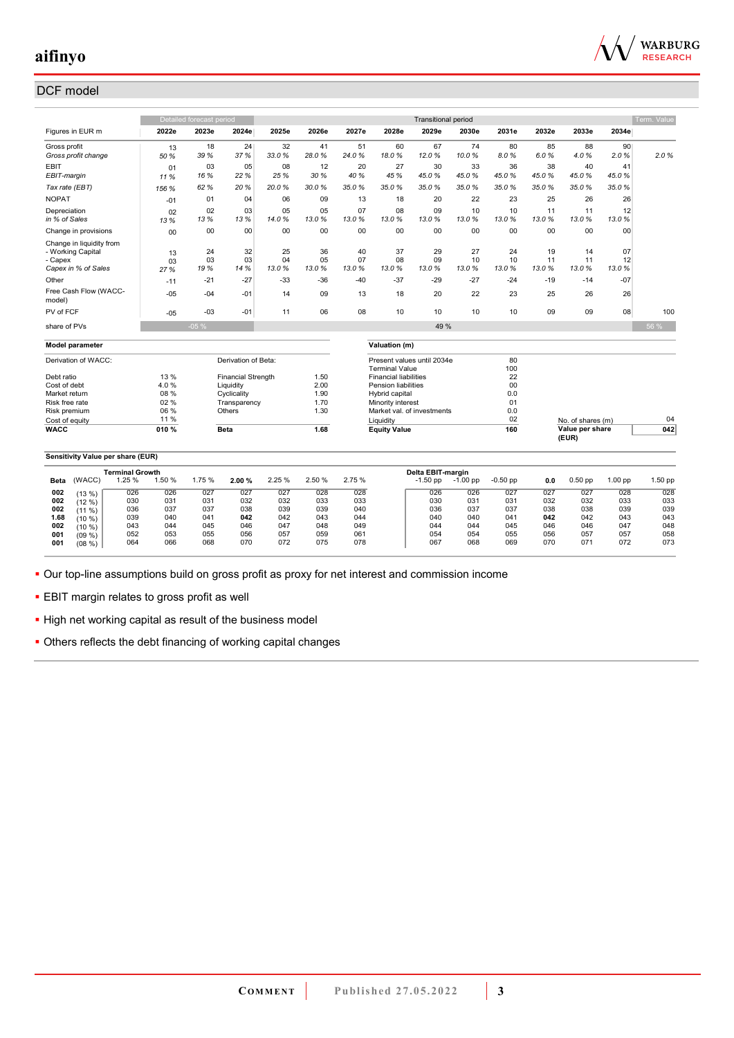## DCF model

| Figures in EUR m | Detailed forecast period | | | Transitional period | | | | | | | | | | Term. Value |
|---|---|---|---|---|---|---|---|---|---|---|---|---|---|---|
| | 2022e | 2023e | 2024e | 2025e | 2026e | 2027e | 2028e | 2029e | 2030e | 2031e | 2032e | 2033e | 2034e | |
| Gross profit | 13 | 18 | 24 | 32 | 41 | 51 | 60 | 67 | 74 | 80 | 85 | 88 | 90 | |
| *Gross profit change* | *50 %* | *39 %* | *37 %* | *33.0 %* | *28.0 %* | *24.0 %* | *18.0 %* | *12.0 %* | *10.0 %* | *8.0 %* | *6.0 %* | *4.0 %* | *2.0 %* | *2.0 %* |
| EBIT | 01 | 03 | 05 | 08 | 12 | 20 | 27 | 30 | 33 | 36 | 38 | 40 | 41 | |
| *EBIT-margin* | *11 %* | *16 %* | *22 %* | *25 %* | *30 %* | *40 %* | *45 %* | *45.0 %* | *45.0 %* | *45.0 %* | *45.0 %* | *45.0 %* | *45.0 %* | |
| *Tax rate (EBT)* | *156 %* | *62 %* | *20 %* | *20.0 %* | *30.0 %* | *35.0 %* | *35.0 %* | *35.0 %* | *35.0 %* | *35.0 %* | *35.0 %* | *35.0 %* | *35.0 %* | |
| NOPAT | -01 | 01 | 04 | 06 | 09 | 13 | 18 | 20 | 22 | 23 | 25 | 26 | 26 | |
| Depreciation | 02 | 02 | 03 | 05 | 05 | 07 | 08 | 09 | 10 | 10 | 11 | 11 | 12 | |
| *in % of Sales* | *13 %* | *13 %* | *13 %* | *14.0 %* | *13.0 %* | *13.0 %* | *13.0 %* | *13.0 %* | *13.0 %* | *13.0 %* | *13.0 %* | *13.0 %* | *13.0 %* | |
| Change in provisions | 00 | 00 | 00 | 00 | 00 | 00 | 00 | 00 | 00 | 00 | 00 | 00 | 00 | |
| Change in liquidity from | | | | | | | | | | | | | | |
| - Working Capital | 13 | 24 | 32 | 25 | 36 | 40 | 37 | 29 | 27 | 24 | 19 | 14 | 07 | |
| - Capex | 03 | 03 | 03 | 04 | 05 | 07 | 08 | 09 | 10 | 10 | 11 | 11 | 12 | |
| *Capex in % of Sales* | *27 %* | *19 %* | *14 %* | *13.0 %* | *13.0 %* | *13.0 %* | *13.0 %* | *13.0 %* | *13.0 %* | *13.0 %* | *13.0 %* | *13.0 %* | *13.0 %* | |
| Other | -11 | -21 | -27 | -33 | -36 | -40 | -37 | -29 | -27 | -24 | -19 | -14 | -07 | |
| Free Cash Flow (WACC-model) | -05 | -04 | -01 | 14 | 09 | 13 | 18 | 20 | 22 | 23 | 25 | 26 | 26 | |
| PV of FCF | -05 | -03 | -01 | 11 | 06 | 08 | 10 | 10 | 10 | 10 | 09 | 09 | 08 | 100 |
| share of PVs | | -05 % | | | | | | 49 % | | | | | | 56 % |

| Model parameter | | | |
|---|---|---|---|
| Derivation of WACC: | | Derivation of Beta: | |
| Debt ratio | 13 % | Financial Strength | 1.50 |
| Cost of debt | 4.0 % | Liquidity | 2.00 |
| Market return | 08 % | Cyclicality | 1.90 |
| Risk free rate | 02 % | Transparency | 1.70 |
| Risk premium | 06 % | Others | 1.30 |
| Cost of equity | 11 % | | |
| **WACC** | **010 %** | **Beta** | **1.68** |

| Valuation (m) | | | |
|---|---|---|---|
| Present values until 2034e | 80 | | |
| Terminal Value | 100 | | |
| Financial liabilities | 22 | | |
| Pension liabilities | 00 | | |
| Hybrid capital | 0.0 | | |
| Minority interest | 01 | | |
| Market val. of investments | 0.0 | | |
| Liquidity | 02 | No. of shares (m) | 04 |
| **Equity Value** | **160** | **Value per share (EUR)** | **042** |

**Sensitivity Value per share (EUR)**

| Beta | (WACC) | Terminal Growth 1.25 % | 1.50 % | 1.75 % | **2.00 %** | 2.25 % | 2.50 % | 2.75 % |
|---|---|---|---|---|---|---|---|---|
| 002 | (13 %) | 026 | 026 | 027 | 027 | 027 | 028 | 028 |
| 002 | (12 %) | 030 | 031 | 031 | 032 | 032 | 033 | 033 |
| 002 | (11 %) | 036 | 037 | 037 | 038 | 039 | 039 | 040 |
| **1.68** | (10 %) | 039 | 040 | 041 | **042** | 042 | 043 | 044 |
| 002 | (10 %) | 043 | 044 | 045 | 046 | 047 | 048 | 049 |
| 001 | (09 %) | 052 | 053 | 055 | 056 | 057 | 059 | 061 |
| 001 | (08 %) | 064 | 066 | 068 | 070 | 072 | 075 | 078 |

| Beta | (WACC) | Delta EBIT-margin -1.50 pp | -1.00 pp | -0.50 pp | **0.0** | 0.50 pp | 1.00 pp | 1.50 pp |
|---|---|---|---|---|---|---|---|---|
| 002 | (13 %) | 026 | 026 | 027 | 027 | 027 | 028 | 028 |
| 002 | (12 %) | 030 | 031 | 031 | 032 | 032 | 033 | 033 |
| 002 | (11 %) | 036 | 037 | 037 | 038 | 038 | 039 | 039 |
| **1.68** | (10 %) | 040 | 040 | 041 | **042** | 042 | 043 | 043 |
| 002 | (10 %) | 044 | 044 | 045 | 046 | 046 | 047 | 048 |
| 001 | (09 %) | 054 | 054 | 055 | 056 | 057 | 057 | 058 |
| 001 | (08 %) | 067 | 068 | 069 | 070 | 071 | 072 | 073 |

- Our top-line assumptions build on gross profit as proxy for net interest and commission income
- EBIT margin relates to gross profit as well
- High net working capital as result of the business model
- Others reflects the debt financing of working capital changes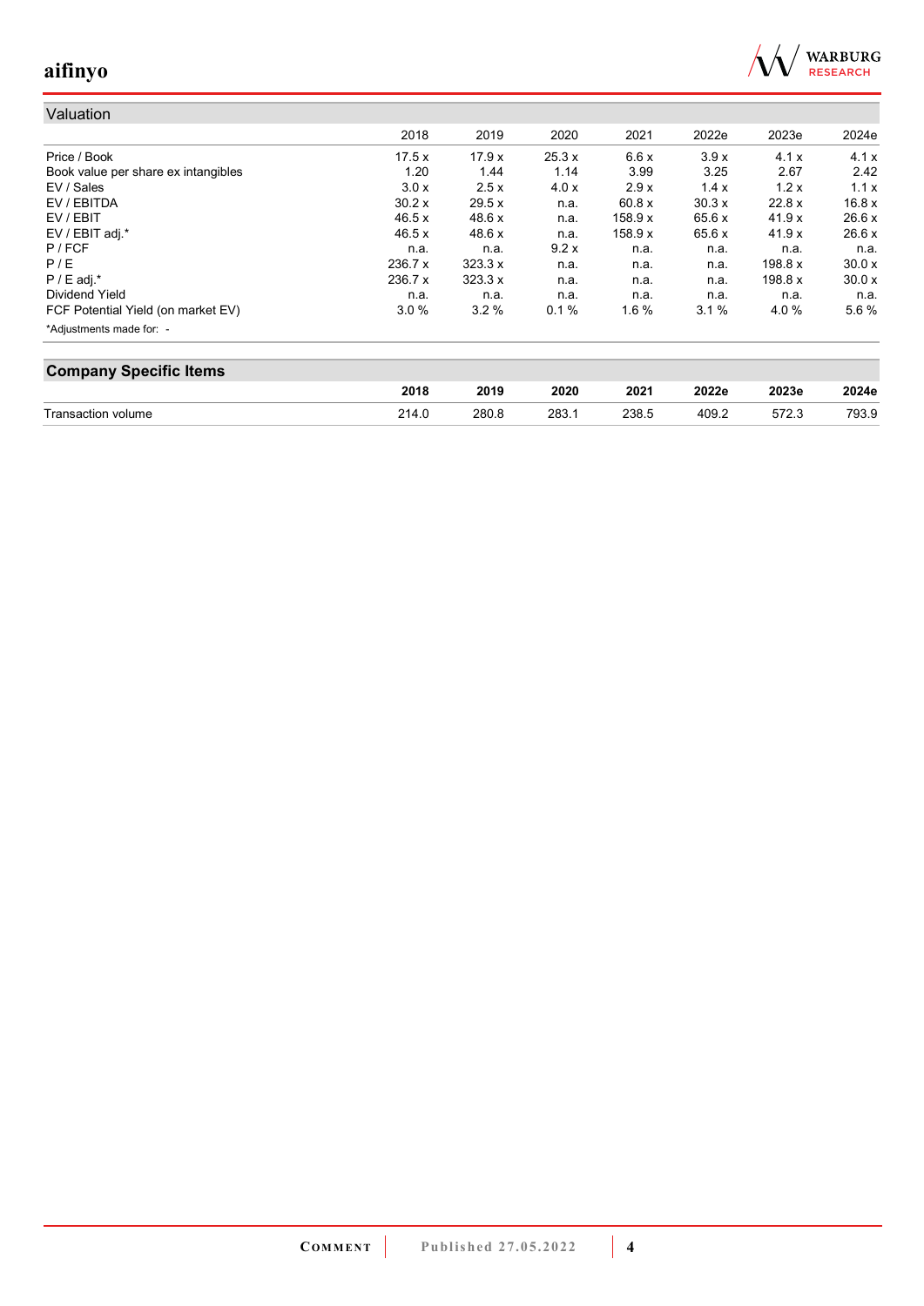## Valuation

| | 2018 | 2019 | 2020 | 2021 | 2022e | 2023e | 2024e |
|---|---|---|---|---|---|---|---|
| Price / Book | 17.5 x | 17.9 x | 25.3 x | 6.6 x | 3.9 x | 4.1 x | 4.1 x |
| Book value per share ex intangibles | 1.20 | 1.44 | 1.14 | 3.99 | 3.25 | 2.67 | 2.42 |
| EV / Sales | 3.0 x | 2.5 x | 4.0 x | 2.9 x | 1.4 x | 1.2 x | 1.1 x |
| EV / EBITDA | 30.2 x | 29.5 x | n.a. | 60.8 x | 30.3 x | 22.8 x | 16.8 x |
| EV / EBIT | 46.5 x | 48.6 x | n.a. | 158.9 x | 65.6 x | 41.9 x | 26.6 x |
| EV / EBIT adj.* | 46.5 x | 48.6 x | n.a. | 158.9 x | 65.6 x | 41.9 x | 26.6 x |
| P / FCF | n.a. | n.a. | 9.2 x | n.a. | n.a. | n.a. | n.a. |
| P / E | 236.7 x | 323.3 x | n.a. | n.a. | n.a. | 198.8 x | 30.0 x |
| P / E adj.* | 236.7 x | 323.3 x | n.a. | n.a. | n.a. | 198.8 x | 30.0 x |
| Dividend Yield | n.a. | n.a. | n.a. | n.a. | n.a. | n.a. | n.a. |
| FCF Potential Yield (on market EV) | 3.0 % | 3.2 % | 0.1 % | 1.6 % | 3.1 % | 4.0 % | 5.6 % |

*Adjustments made for: -

## Company Specific Items

| | 2018 | 2019 | 2020 | 2021 | 2022e | 2023e | 2024e |
|---|---|---|---|---|---|---|---|
| Transaction volume | 214.0 | 280.8 | 283.1 | 238.5 | 409.2 | 572.3 | 793.9 |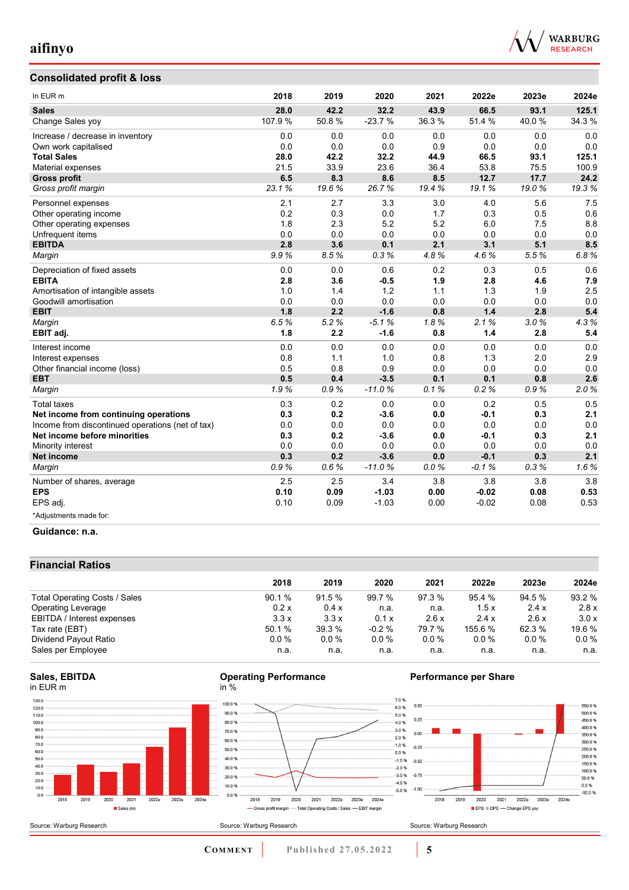## Consolidated profit & loss

| In EUR m | 2018 | 2019 | 2020 | 2021 | 2022e | 2023e | 2024e |
|---|---|---|---|---|---|---|---|
| **Sales** | **28.0** | **42.2** | **32.2** | **43.9** | **66.5** | **93.1** | **125.1** |
| Change Sales yoy | 107.9 % | 50.8 % | -23.7 % | 36.3 % | 51.4 % | 40.0 % | 34.3 % |
| Increase / decrease in inventory | 0.0 | 0.0 | 0.0 | 0.0 | 0.0 | 0.0 | 0.0 |
| Own work capitalised | 0.0 | 0.0 | 0.0 | 0.9 | 0.0 | 0.0 | 0.0 |
| **Total Sales** | **28.0** | **42.2** | **32.2** | **44.9** | **66.5** | **93.1** | **125.1** |
| Material expenses | 21.5 | 33.9 | 23.6 | 36.4 | 53.8 | 75.5 | 100.9 |
| **Gross profit** | **6.5** | **8.3** | **8.6** | **8.5** | **12.7** | **17.7** | **24.2** |
| *Gross profit margin* | *23.1 %* | *19.6 %* | *26.7 %* | *19.4 %* | *19.1 %* | *19.0 %* | *19.3 %* |
| Personnel expenses | 2.1 | 2.7 | 3.3 | 3.0 | 4.0 | 5.6 | 7.5 |
| Other operating income | 0.2 | 0.3 | 0.0 | 1.7 | 0.3 | 0.5 | 0.6 |
| Other operating expenses | 1.8 | 2.3 | 5.2 | 5.2 | 6.0 | 7.5 | 8.8 |
| Unfrequent items | 0.0 | 0.0 | 0.0 | 0.0 | 0.0 | 0.0 | 0.0 |
| **EBITDA** | **2.8** | **3.6** | **0.1** | **2.1** | **3.1** | **5.1** | **8.5** |
| *Margin* | *9.9 %* | *8.5 %* | *0.3 %* | *4.8 %* | *4.6 %* | *5.5 %* | *6.8 %* |
| Depreciation of fixed assets | 0.0 | 0.0 | 0.6 | 0.2 | 0.3 | 0.5 | 0.6 |
| **EBITA** | **2.8** | **3.6** | **-0.5** | **1.9** | **2.8** | **4.6** | **7.9** |
| Amortisation of intangible assets | 1.0 | 1.4 | 1.2 | 1.1 | 1.3 | 1.9 | 2.5 |
| Goodwill amortisation | 0.0 | 0.0 | 0.0 | 0.0 | 0.0 | 0.0 | 0.0 |
| **EBIT** | **1.8** | **2.2** | **-1.6** | **0.8** | **1.4** | **2.8** | **5.4** |
| *Margin* | *6.5 %* | *5.2 %* | *-5.1 %* | *1.8 %* | *2.1 %* | *3.0 %* | *4.3 %* |
| **EBIT adj.** | **1.8** | **2.2** | **-1.6** | **0.8** | **1.4** | **2.8** | **5.4** |
| Interest income | 0.0 | 0.0 | 0.0 | 0.0 | 0.0 | 0.0 | 0.0 |
| Interest expenses | 0.8 | 1.1 | 1.0 | 0.8 | 1.3 | 2.0 | 2.9 |
| Other financial income (loss) | 0.5 | 0.8 | 0.9 | 0.0 | 0.0 | 0.0 | 0.0 |
| **EBT** | **0.5** | **0.4** | **-3.5** | **0.1** | **0.1** | **0.8** | **2.6** |
| *Margin* | *1.9 %* | *0.9 %* | *-11.0 %* | *0.1 %* | *0.2 %* | *0.9 %* | *2.0 %* |
| Total taxes | 0.3 | 0.2 | 0.0 | 0.0 | 0.2 | 0.5 | 0.5 |
| **Net income from continuing operations** | **0.3** | **0.2** | **-3.6** | **0.0** | **-0.1** | **0.3** | **2.1** |
| Income from discontinued operations (net of tax) | 0.0 | 0.0 | 0.0 | 0.0 | 0.0 | 0.0 | 0.0 |
| **Net income before minorities** | **0.3** | **0.2** | **-3.6** | **0.0** | **-0.1** | **0.3** | **2.1** |
| Minority interest | 0.0 | 0.0 | 0.0 | 0.0 | 0.0 | 0.0 | 0.0 |
| **Net income** | **0.3** | **0.2** | **-3.6** | **0.0** | **-0.1** | **0.3** | **2.1** |
| *Margin* | *0.9 %* | *0.6 %* | *-11.0 %* | *0.0 %* | *-0.1 %* | *0.3 %* | *1.6 %* |
| Number of shares, average | 2.5 | 2.5 | 3.4 | 3.8 | 3.8 | 3.8 | 3.8 |
| **EPS** | **0.10** | **0.09** | **-1.03** | **0.00** | **-0.02** | **0.08** | **0.53** |
| EPS adj. | 0.10 | 0.09 | -1.03 | 0.00 | -0.02 | 0.08 | 0.53 |

*Adjustments made for:

**Guidance: n.a.**

## Financial Ratios

| | 2018 | 2019 | 2020 | 2021 | 2022e | 2023e | 2024e |
|---|---|---|---|---|---|---|---|
| Total Operating Costs / Sales | 90.1 % | 91.5 % | 99.7 % | 97.3 % | 95.4 % | 94.5 % | 93.2 % |
| Operating Leverage | 0.2 x | 0.4 x | n.a. | n.a. | 1.5 x | 2.4 x | 2.8 x |
| EBITDA / Interest expenses | 3.3 x | 3.3 x | 0.1 x | 2.6 x | 2.4 x | 2.6 x | 3.0 x |
| Tax rate (EBT) | 50.1 % | 39.3 % | -0.2 % | 79.7 % | 155.6 % | 62.3 % | 19.6 % |
| Dividend Payout Ratio | 0.0 % | 0.0 % | 0.0 % | 0.0 % | 0.0 % | 0.0 % | 0.0 % |
| Sales per Employee | n.a. | n.a. | n.a. | n.a. | n.a. | n.a. | n.a. |

**Sales, EBITDA**
in EUR m

Source: Warburg Research

**Operating Performance**
in %

Source: Warburg Research

**Performance per Share**

Source: Warburg Research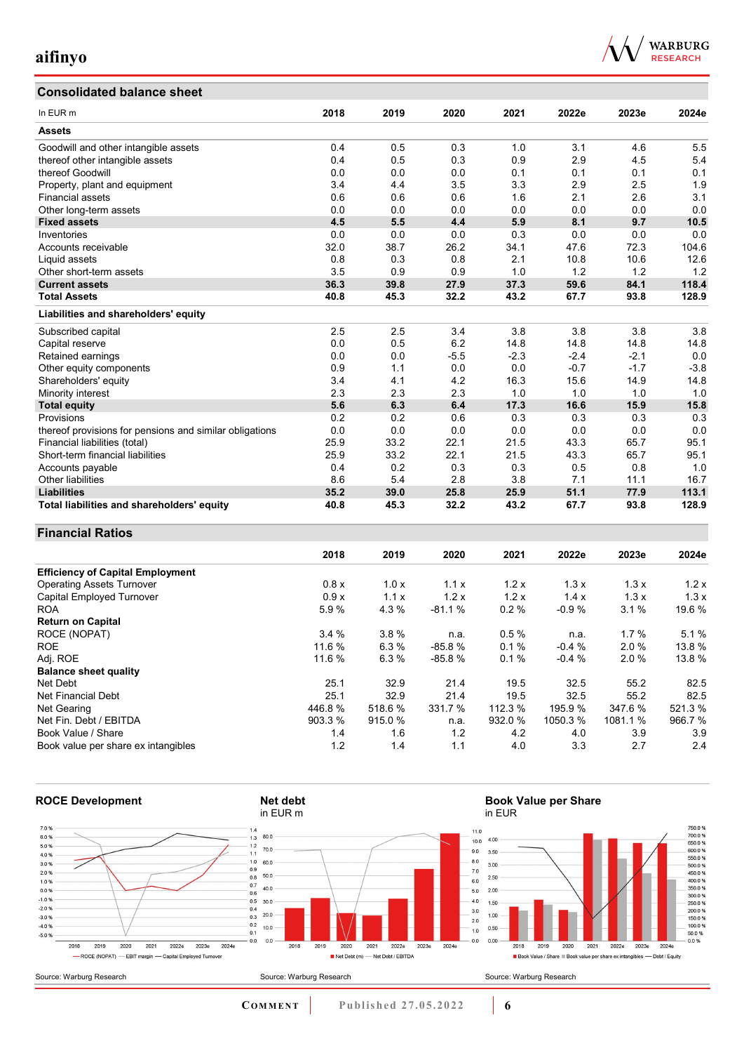## Consolidated balance sheet

| In EUR m | 2018 | 2019 | 2020 | 2021 | 2022e | 2023e | 2024e |
|---|---|---|---|---|---|---|---|
| **Assets** | | | | | | | |
| Goodwill and other intangible assets | 0.4 | 0.5 | 0.3 | 1.0 | 3.1 | 4.6 | 5.5 |
| thereof other intangible assets | 0.4 | 0.5 | 0.3 | 0.9 | 2.9 | 4.5 | 5.4 |
| thereof Goodwill | 0.0 | 0.0 | 0.0 | 0.1 | 0.1 | 0.1 | 0.1 |
| Property, plant and equipment | 3.4 | 4.4 | 3.5 | 3.3 | 2.9 | 2.5 | 1.9 |
| Financial assets | 0.6 | 0.6 | 0.6 | 1.6 | 2.1 | 2.6 | 3.1 |
| Other long-term assets | 0.0 | 0.0 | 0.0 | 0.0 | 0.0 | 0.0 | 0.0 |
| **Fixed assets** | **4.5** | **5.5** | **4.4** | **5.9** | **8.1** | **9.7** | **10.5** |
| Inventories | 0.0 | 0.0 | 0.0 | 0.3 | 0.0 | 0.0 | 0.0 |
| Accounts receivable | 32.0 | 38.7 | 26.2 | 34.1 | 47.6 | 72.3 | 104.6 |
| Liquid assets | 0.8 | 0.3 | 0.8 | 2.1 | 10.8 | 10.6 | 12.6 |
| Other short-term assets | 3.5 | 0.9 | 0.9 | 1.0 | 1.2 | 1.2 | 1.2 |
| **Current assets** | **36.3** | **39.8** | **27.9** | **37.3** | **59.6** | **84.1** | **118.4** |
| **Total Assets** | **40.8** | **45.3** | **32.2** | **43.2** | **67.7** | **93.8** | **128.9** |
| **Liabilities and shareholders' equity** | | | | | | | |
| Subscribed capital | 2.5 | 2.5 | 3.4 | 3.8 | 3.8 | 3.8 | 3.8 |
| Capital reserve | 0.0 | 0.5 | 6.2 | 14.8 | 14.8 | 14.8 | 14.8 |
| Retained earnings | 0.0 | 0.0 | -5.5 | -2.3 | -2.4 | -2.1 | 0.0 |
| Other equity components | 0.9 | 1.1 | 0.0 | 0.0 | -0.7 | -1.7 | -3.8 |
| Shareholders' equity | 3.4 | 4.1 | 4.2 | 16.3 | 15.6 | 14.9 | 14.8 |
| Minority interest | 2.3 | 2.3 | 2.3 | 1.0 | 1.0 | 1.0 | 1.0 |
| **Total equity** | **5.6** | **6.3** | **6.4** | **17.3** | **16.6** | **15.9** | **15.8** |
| Provisions | 0.2 | 0.2 | 0.6 | 0.3 | 0.3 | 0.3 | 0.3 |
| thereof provisions for pensions and similar obligations | 0.0 | 0.0 | 0.0 | 0.0 | 0.0 | 0.0 | 0.0 |
| Financial liabilities (total) | 25.9 | 33.2 | 22.1 | 21.5 | 43.3 | 65.7 | 95.1 |
| Short-term financial liabilities | 25.9 | 33.2 | 22.1 | 21.5 | 43.3 | 65.7 | 95.1 |
| Accounts payable | 0.4 | 0.2 | 0.3 | 0.3 | 0.5 | 0.8 | 1.0 |
| Other liabilities | 8.6 | 5.4 | 2.8 | 3.8 | 7.1 | 11.1 | 16.7 |
| **Liabilities** | **35.2** | **39.0** | **25.8** | **25.9** | **51.1** | **77.9** | **113.1** |
| **Total liabilities and shareholders' equity** | **40.8** | **45.3** | **32.2** | **43.2** | **67.7** | **93.8** | **128.9** |

## Financial Ratios

| | 2018 | 2019 | 2020 | 2021 | 2022e | 2023e | 2024e |
|---|---|---|---|---|---|---|---|
| **Efficiency of Capital Employment** | | | | | | | |
| Operating Assets Turnover | 0.8 x | 1.0 x | 1.1 x | 1.2 x | 1.3 x | 1.3 x | 1.2 x |
| Capital Employed Turnover | 0.9 x | 1.1 x | 1.2 x | 1.2 x | 1.4 x | 1.3 x | 1.3 x |
| ROA | 5.9 % | 4.3 % | -81.1 % | 0.2 % | -0.9 % | 3.1 % | 19.6 % |
| **Return on Capital** | | | | | | | |
| ROCE (NOPAT) | 3.4 % | 3.8 % | n.a. | 0.5 % | n.a. | 1.7 % | 5.1 % |
| ROE | 11.6 % | 6.3 % | -85.8 % | 0.1 % | -0.4 % | 2.0 % | 13.8 % |
| Adj. ROE | 11.6 % | 6.3 % | -85.8 % | 0.1 % | -0.4 % | 2.0 % | 13.8 % |
| **Balance sheet quality** | | | | | | | |
| Net Debt | 25.1 | 32.9 | 21.4 | 19.5 | 32.5 | 55.2 | 82.5 |
| Net Financial Debt | 25.1 | 32.9 | 21.4 | 19.5 | 32.5 | 55.2 | 82.5 |
| Net Gearing | 446.8 % | 518.6 % | 331.7 % | 112.3 % | 195.9 % | 347.6 % | 521.3 % |
| Net Fin. Debt / EBITDA | 903.3 % | 915.0 % | n.a. | 932.0 % | 1050.3 % | 1081.1 % | 966.7 % |
| Book Value / Share | 1.4 | 1.6 | 1.2 | 4.2 | 4.0 | 3.9 | 3.9 |
| Book value per share ex intangibles | 1.2 | 1.4 | 1.1 | 4.0 | 3.3 | 2.7 | 2.4 |

**ROCE Development**

Source: Warburg Research

**Net debt**
in EUR m

Source: Warburg Research

**Book Value per Share**
in EUR

Source: Warburg Research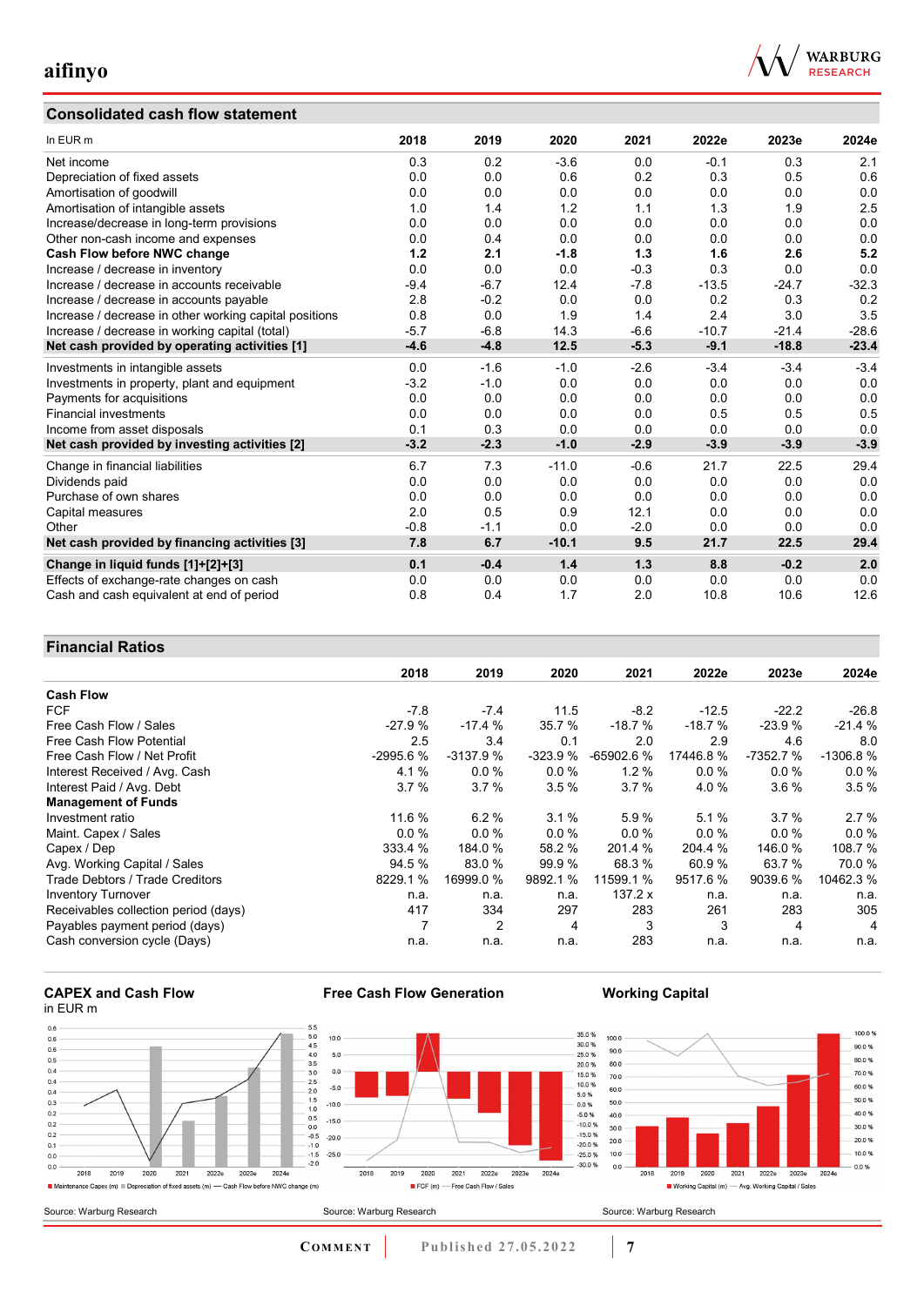## Consolidated cash flow statement

| In EUR m | 2018 | 2019 | 2020 | 2021 | 2022e | 2023e | 2024e |
|---|---|---|---|---|---|---|---|
| Net income | 0.3 | 0.2 | -3.6 | 0.0 | -0.1 | 0.3 | 2.1 |
| Depreciation of fixed assets | 0.0 | 0.0 | 0.6 | 0.2 | 0.3 | 0.5 | 0.6 |
| Amortisation of goodwill | 0.0 | 0.0 | 0.0 | 0.0 | 0.0 | 0.0 | 0.0 |
| Amortisation of intangible assets | 1.0 | 1.4 | 1.2 | 1.1 | 1.3 | 1.9 | 2.5 |
| Increase/decrease in long-term provisions | 0.0 | 0.0 | 0.0 | 0.0 | 0.0 | 0.0 | 0.0 |
| Other non-cash income and expenses | 0.0 | 0.4 | 0.0 | 0.0 | 0.0 | 0.0 | 0.0 |
| **Cash Flow before NWC change** | **1.2** | **2.1** | **-1.8** | **1.3** | **1.6** | **2.6** | **5.2** |
| Increase / decrease in inventory | 0.0 | 0.0 | 0.0 | -0.3 | 0.3 | 0.0 | 0.0 |
| Increase / decrease in accounts receivable | -9.4 | -6.7 | 12.4 | -7.8 | -13.5 | -24.7 | -32.3 |
| Increase / decrease in accounts payable | 2.8 | -0.2 | 0.0 | 0.0 | 0.2 | 0.3 | 0.2 |
| Increase / decrease in other working capital positions | 0.8 | 0.0 | 1.9 | 1.4 | 2.4 | 3.0 | 3.5 |
| Increase / decrease in working capital (total) | -5.7 | -6.8 | 14.3 | -6.6 | -10.7 | -21.4 | -28.6 |
| **Net cash provided by operating activities [1]** | **-4.6** | **-4.8** | **12.5** | **-5.3** | **-9.1** | **-18.8** | **-23.4** |
| Investments in intangible assets | 0.0 | -1.6 | -1.0 | -2.6 | -3.4 | -3.4 | -3.4 |
| Investments in property, plant and equipment | -3.2 | -1.0 | 0.0 | 0.0 | 0.0 | 0.0 | 0.0 |
| Payments for acquisitions | 0.0 | 0.0 | 0.0 | 0.0 | 0.0 | 0.0 | 0.0 |
| Financial investments | 0.0 | 0.0 | 0.0 | 0.0 | 0.5 | 0.5 | 0.5 |
| Income from asset disposals | 0.1 | 0.3 | 0.0 | 0.0 | 0.0 | 0.0 | 0.0 |
| **Net cash provided by investing activities [2]** | **-3.2** | **-2.3** | **-1.0** | **-2.9** | **-3.9** | **-3.9** | **-3.9** |
| Change in financial liabilities | 6.7 | 7.3 | -11.0 | -0.6 | 21.7 | 22.5 | 29.4 |
| Dividends paid | 0.0 | 0.0 | 0.0 | 0.0 | 0.0 | 0.0 | 0.0 |
| Purchase of own shares | 0.0 | 0.0 | 0.0 | 0.0 | 0.0 | 0.0 | 0.0 |
| Capital measures | 2.0 | 0.5 | 0.9 | 12.1 | 0.0 | 0.0 | 0.0 |
| Other | -0.8 | -1.1 | 0.0 | -2.0 | 0.0 | 0.0 | 0.0 |
| **Net cash provided by financing activities [3]** | **7.8** | **6.7** | **-10.1** | **9.5** | **21.7** | **22.5** | **29.4** |
| **Change in liquid funds [1]+[2]+[3]** | **0.1** | **-0.4** | **1.4** | **1.3** | **8.8** | **-0.2** | **2.0** |
| Effects of exchange-rate changes on cash | 0.0 | 0.0 | 0.0 | 0.0 | 0.0 | 0.0 | 0.0 |
| Cash and cash equivalent at end of period | 0.8 | 0.4 | 1.7 | 2.0 | 10.8 | 10.6 | 12.6 |

## Financial Ratios

| | 2018 | 2019 | 2020 | 2021 | 2022e | 2023e | 2024e |
|---|---|---|---|---|---|---|---|
| **Cash Flow** | | | | | | | |
| FCF | -7.8 | -7.4 | 11.5 | -8.2 | -12.5 | -22.2 | -26.8 |
| Free Cash Flow / Sales | -27.9 % | -17.4 % | 35.7 % | -18.7 % | -18.7 % | -23.9 % | -21.4 % |
| Free Cash Flow Potential | 2.5 | 3.4 | 0.1 | 2.0 | 2.9 | 4.6 | 8.0 |
| Free Cash Flow / Net Profit | -2995.6 % | -3137.9 % | -323.9 % | -65902.6 % | 17446.8 % | -7352.7 % | -1306.8 % |
| Interest Received / Avg. Cash | 4.1 % | 0.0 % | 0.0 % | 1.2 % | 0.0 % | 0.0 % | 0.0 % |
| Interest Paid / Avg. Debt | 3.7 % | 3.7 % | 3.5 % | 3.7 % | 4.0 % | 3.6 % | 3.5 % |
| **Management of Funds** | | | | | | | |
| Investment ratio | 11.6 % | 6.2 % | 3.1 % | 5.9 % | 5.1 % | 3.7 % | 2.7 % |
| Maint. Capex / Sales | 0.0 % | 0.0 % | 0.0 % | 0.0 % | 0.0 % | 0.0 % | 0.0 % |
| Capex / Dep | 333.4 % | 184.0 % | 58.2 % | 201.4 % | 204.4 % | 146.0 % | 108.7 % |
| Avg. Working Capital / Sales | 94.5 % | 83.0 % | 99.9 % | 68.3 % | 60.9 % | 63.7 % | 70.0 % |
| Trade Debtors / Trade Creditors | 8229.1 % | 16999.0 % | 9892.1 % | 11599.1 % | 9517.6 % | 9039.6 % | 10462.3 % |
| Inventory Turnover | n.a. | n.a. | n.a. | 137.2 x | n.a. | n.a. | n.a. |
| Receivables collection period (days) | 417 | 334 | 297 | 283 | 261 | 283 | 305 |
| Payables payment period (days) | 7 | 2 | 4 | 3 | 3 | 4 | 4 |
| Cash conversion cycle (Days) | n.a. | n.a. | n.a. | 283 | n.a. | n.a. | n.a. |

### CAPEX and Cash Flow

in EUR m

Maintenance Capex (m) | Depreciation of fixed assets (m) | Cash Flow before NWC change (m)

Source: Warburg Research

### Free Cash Flow Generation

FCF (m) | Free Cash Flow / Sales

Source: Warburg Research

### Working Capital

Working Capital (m) | Avg. Working Capital / Sales

Source: Warburg Research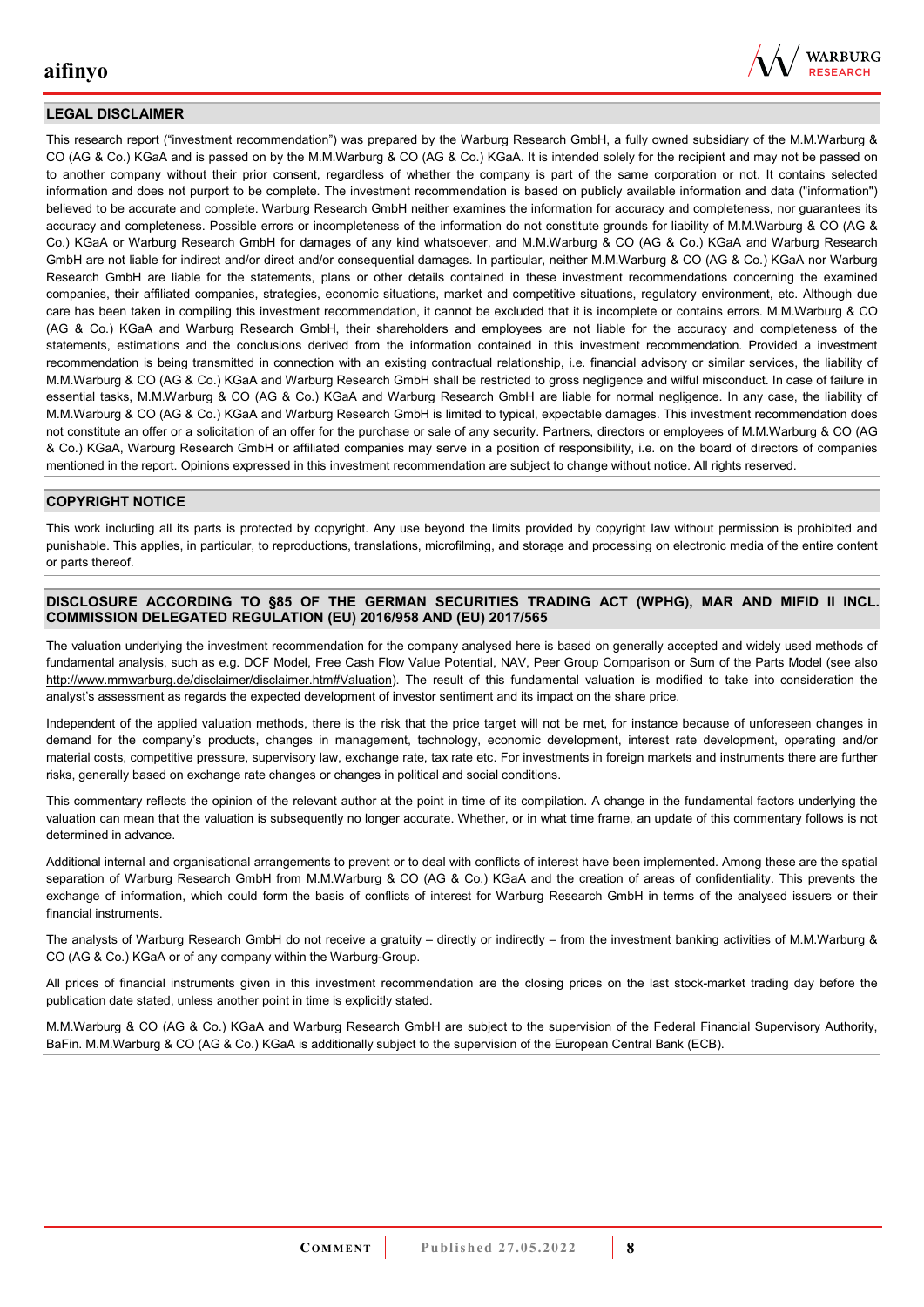## LEGAL DISCLAIMER

This research report ("investment recommendation") was prepared by the Warburg Research GmbH, a fully owned subsidiary of the M.M.Warburg & CO (AG & Co.) KGaA and is passed on by the M.M.Warburg & CO (AG & Co.) KGaA. It is intended solely for the recipient and may not be passed on to another company without their prior consent, regardless of whether the company is part of the same corporation or not. It contains selected information and does not purport to be complete. The investment recommendation is based on publicly available information and data ("information") believed to be accurate and complete. Warburg Research GmbH neither examines the information for accuracy and completeness, nor guarantees its accuracy and completeness. Possible errors or incompleteness of the information do not constitute grounds for liability of M.M.Warburg & CO (AG & Co.) KGaA or Warburg Research GmbH for damages of any kind whatsoever, and M.M.Warburg & CO (AG & Co.) KGaA and Warburg Research GmbH are not liable for indirect and/or direct and/or consequential damages. In particular, neither M.M.Warburg & CO (AG & Co.) KGaA nor Warburg Research GmbH are liable for the statements, plans or other details contained in these investment recommendations concerning the examined companies, their affiliated companies, strategies, economic situations, market and competitive situations, regulatory environment, etc. Although due care has been taken in compiling this investment recommendation, it cannot be excluded that it is incomplete or contains errors. M.M.Warburg & CO (AG & Co.) KGaA and Warburg Research GmbH, their shareholders and employees are not liable for the accuracy and completeness of the statements, estimations and the conclusions derived from the information contained in this investment recommendation. Provided a investment recommendation is being transmitted in connection with an existing contractual relationship, i.e. financial advisory or similar services, the liability of M.M.Warburg & CO (AG & Co.) KGaA and Warburg Research GmbH shall be restricted to gross negligence and wilful misconduct. In case of failure in essential tasks, M.M.Warburg & CO (AG & Co.) KGaA and Warburg Research GmbH are liable for normal negligence. In any case, the liability of M.M.Warburg & CO (AG & Co.) KGaA and Warburg Research GmbH is limited to typical, expectable damages. This investment recommendation does not constitute an offer or a solicitation of an offer for the purchase or sale of any security. Partners, directors or employees of M.M.Warburg & CO (AG & Co.) KGaA, Warburg Research GmbH or affiliated companies may serve in a position of responsibility, i.e. on the board of directors of companies mentioned in the report. Opinions expressed in this investment recommendation are subject to change without notice. All rights reserved.

## COPYRIGHT NOTICE

This work including all its parts is protected by copyright. Any use beyond the limits provided by copyright law without permission is prohibited and punishable. This applies, in particular, to reproductions, translations, microfilming, and storage and processing on electronic media of the entire content or parts thereof.

## DISCLOSURE ACCORDING TO §85 OF THE GERMAN SECURITIES TRADING ACT (WPHG), MAR AND MIFID II INCL. COMMISSION DELEGATED REGULATION (EU) 2016/958 AND (EU) 2017/565

The valuation underlying the investment recommendation for the company analysed here is based on generally accepted and widely used methods of fundamental analysis, such as e.g. DCF Model, Free Cash Flow Value Potential, NAV, Peer Group Comparison or Sum of the Parts Model (see also http://www.mmwarburg.de/disclaimer/disclaimer.htm#Valuation). The result of this fundamental valuation is modified to take into consideration the analyst's assessment as regards the expected development of investor sentiment and its impact on the share price.

Independent of the applied valuation methods, there is the risk that the price target will not be met, for instance because of unforeseen changes in demand for the company's products, changes in management, technology, economic development, interest rate development, operating and/or material costs, competitive pressure, supervisory law, exchange rate, tax rate etc. For investments in foreign markets and instruments there are further risks, generally based on exchange rate changes or changes in political and social conditions.

This commentary reflects the opinion of the relevant author at the point in time of its compilation. A change in the fundamental factors underlying the valuation can mean that the valuation is subsequently no longer accurate. Whether, or in what time frame, an update of this commentary follows is not determined in advance.

Additional internal and organisational arrangements to prevent or to deal with conflicts of interest have been implemented. Among these are the spatial separation of Warburg Research GmbH from M.M.Warburg & CO (AG & Co.) KGaA and the creation of areas of confidentiality. This prevents the exchange of information, which could form the basis of conflicts of interest for Warburg Research GmbH in terms of the analysed issuers or their financial instruments.

The analysts of Warburg Research GmbH do not receive a gratuity – directly or indirectly – from the investment banking activities of M.M.Warburg & CO (AG & Co.) KGaA or of any company within the Warburg-Group.

All prices of financial instruments given in this investment recommendation are the closing prices on the last stock-market trading day before the publication date stated, unless another point in time is explicitly stated.

M.M.Warburg & CO (AG & Co.) KGaA and Warburg Research GmbH are subject to the supervision of the Federal Financial Supervisory Authority, BaFin. M.M.Warburg & CO (AG & Co.) KGaA is additionally subject to the supervision of the European Central Bank (ECB).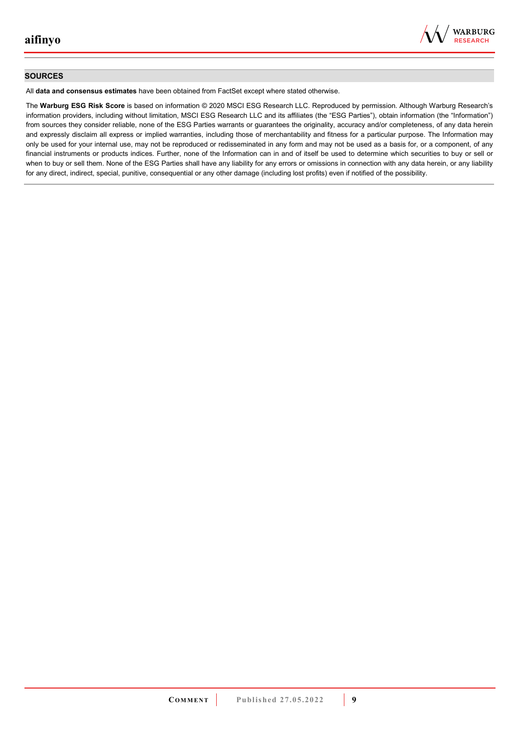## SOURCES

All **data and consensus estimates** have been obtained from FactSet except where stated otherwise.

The **Warburg ESG Risk Score** is based on information © 2020 MSCI ESG Research LLC. Reproduced by permission. Although Warburg Research's information providers, including without limitation, MSCI ESG Research LLC and its affiliates (the "ESG Parties"), obtain information (the "Information") from sources they consider reliable, none of the ESG Parties warrants or guarantees the originality, accuracy and/or completeness, of any data herein and expressly disclaim all express or implied warranties, including those of merchantability and fitness for a particular purpose. The Information may only be used for your internal use, may not be reproduced or redisseminated in any form and may not be used as a basis for, or a component, of any financial instruments or products indices. Further, none of the Information can in and of itself be used to determine which securities to buy or sell or when to buy or sell them. None of the ESG Parties shall have any liability for any errors or omissions in connection with any data herein, or any liability for any direct, indirect, special, punitive, consequential or any other damage (including lost profits) even if notified of the possibility.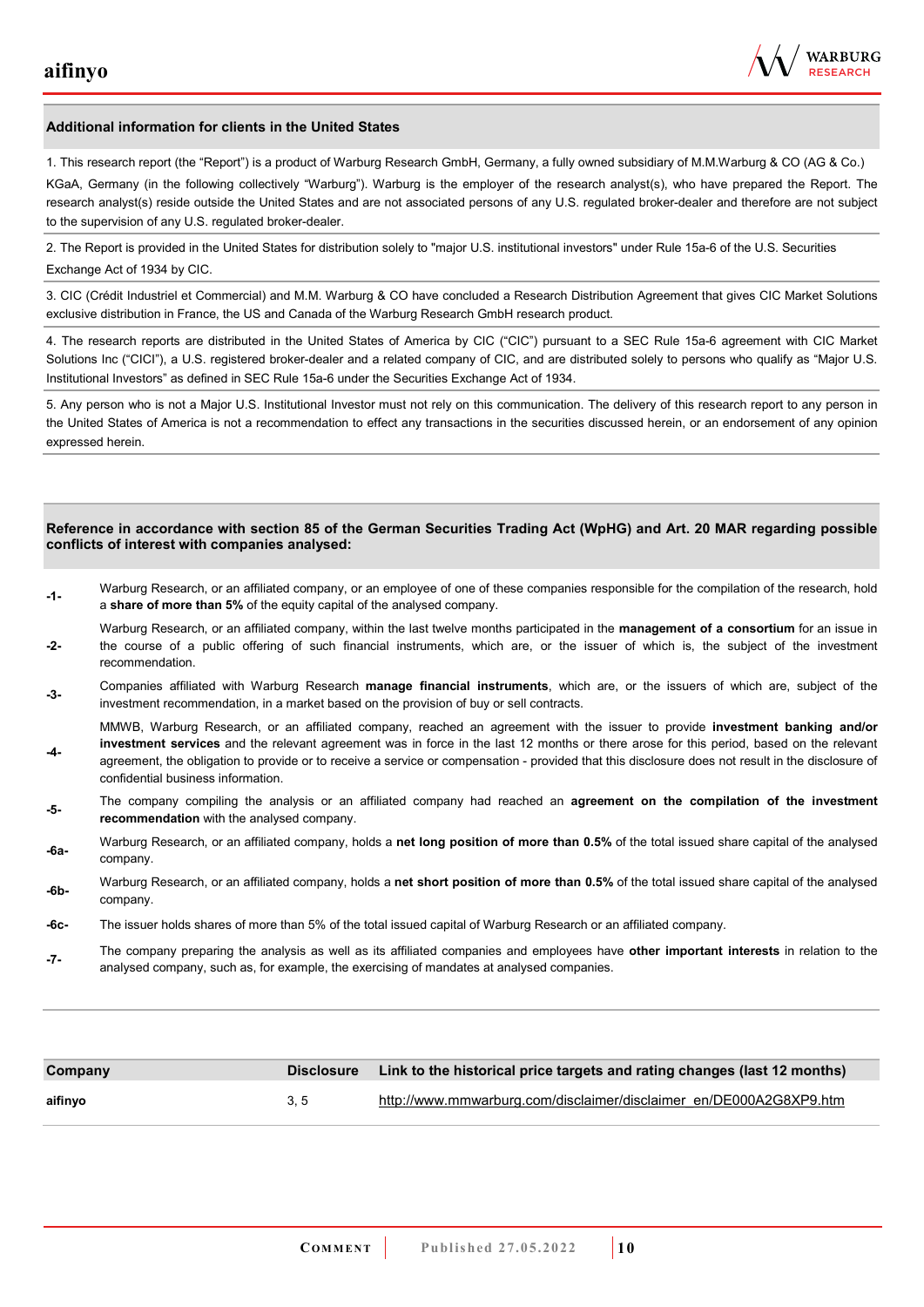## Additional information for clients in the United States

1. This research report (the "Report") is a product of Warburg Research GmbH, Germany, a fully owned subsidiary of M.M.Warburg & CO (AG & Co.) KGaA, Germany (in the following collectively "Warburg"). Warburg is the employer of the research analyst(s), who have prepared the Report. The research analyst(s) reside outside the United States and are not associated persons of any U.S. regulated broker-dealer and therefore are not subject to the supervision of any U.S. regulated broker-dealer.

2. The Report is provided in the United States for distribution solely to "major U.S. institutional investors" under Rule 15a-6 of the U.S. Securities Exchange Act of 1934 by CIC.

3. CIC (Crédit Industriel et Commercial) and M.M. Warburg & CO have concluded a Research Distribution Agreement that gives CIC Market Solutions exclusive distribution in France, the US and Canada of the Warburg Research GmbH research product.

4. The research reports are distributed in the United States of America by CIC ("CIC") pursuant to a SEC Rule 15a-6 agreement with CIC Market Solutions Inc ("CICI"), a U.S. registered broker-dealer and a related company of CIC, and are distributed solely to persons who qualify as "Major U.S. Institutional Investors" as defined in SEC Rule 15a-6 under the Securities Exchange Act of 1934.

5. Any person who is not a Major U.S. Institutional Investor must not rely on this communication. The delivery of this research report to any person in the United States of America is not a recommendation to effect any transactions in the securities discussed herein, or an endorsement of any opinion expressed herein.

## Reference in accordance with section 85 of the German Securities Trading Act (WpHG) and Art. 20 MAR regarding possible conflicts of interest with companies analysed:

**-1-** Warburg Research, or an affiliated company, or an employee of one of these companies responsible for the compilation of the research, hold a **share of more than 5%** of the equity capital of the analysed company.

**-2-** Warburg Research, or an affiliated company, within the last twelve months participated in the **management of a consortium** for an issue in the course of a public offering of such financial instruments, which are, or the issuer of which is, the subject of the investment recommendation.

**-3-** Companies affiliated with Warburg Research **manage financial instruments**, which are, or the issuers of which are, subject of the investment recommendation, in a market based on the provision of buy or sell contracts.

**-4-** MMWB, Warburg Research, or an affiliated company, reached an agreement with the issuer to provide **investment banking and/or investment services** and the relevant agreement was in force in the last 12 months or there arose for this period, based on the relevant agreement, the obligation to provide or to receive a service or compensation - provided that this disclosure does not result in the disclosure of confidential business information.

**-5-** The company compiling the analysis or an affiliated company had reached an **agreement on the compilation of the investment recommendation** with the analysed company.

**-6a-** Warburg Research, or an affiliated company, holds a **net long position of more than 0.5%** of the total issued share capital of the analysed company.

**-6b-** Warburg Research, or an affiliated company, holds a **net short position of more than 0.5%** of the total issued share capital of the analysed company.

**-6c-** The issuer holds shares of more than 5% of the total issued capital of Warburg Research or an affiliated company.

**-7-** The company preparing the analysis as well as its affiliated companies and employees have **other important interests** in relation to the analysed company, such as, for example, the exercising of mandates at analysed companies.

| Company | Disclosure | Link to the historical price targets and rating changes (last 12 months) |
|---|---|---|
| aifinyo | 3, 5 | http://www.mmwarburg.com/disclaimer/disclaimer_en/DE000A2G8XP9.htm |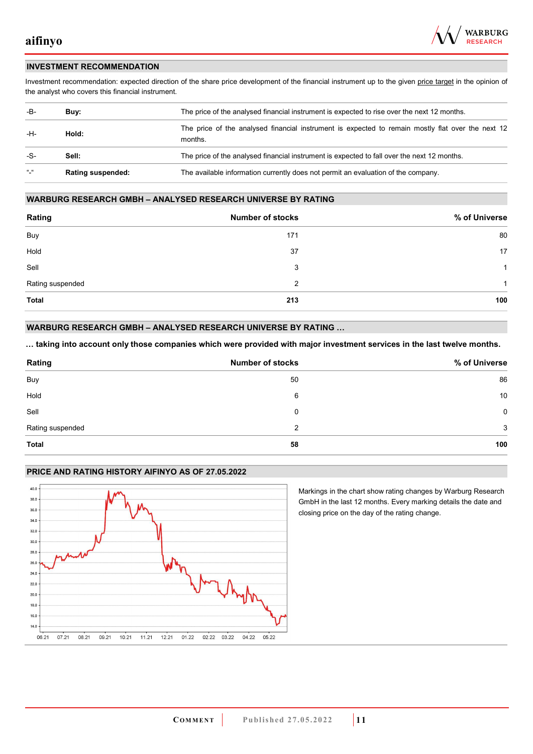## INVESTMENT RECOMMENDATION

Investment recommendation: expected direction of the share price development of the financial instrument up to the given price target in the opinion of the analyst who covers this financial instrument.

| | | |
|---|---|---|
| -B- | **Buy:** | The price of the analysed financial instrument is expected to rise over the next 12 months. |
| -H- | **Hold:** | The price of the analysed financial instrument is expected to remain mostly flat over the next 12 months. |
| -S- | **Sell:** | The price of the analysed financial instrument is expected to fall over the next 12 months. |
| "-" | **Rating suspended:** | The available information currently does not permit an evaluation of the company. |

## WARBURG RESEARCH GMBH – ANALYSED RESEARCH UNIVERSE BY RATING

| Rating | Number of stocks | % of Universe |
|---|---|---|
| Buy | 171 | 80 |
| Hold | 37 | 17 |
| Sell | 3 | 1 |
| Rating suspended | 2 | 1 |
| **Total** | **213** | **100** |

## WARBURG RESEARCH GMBH – ANALYSED RESEARCH UNIVERSE BY RATING …

**… taking into account only those companies which were provided with major investment services in the last twelve months.**

| Rating | Number of stocks | % of Universe |
|---|---|---|
| Buy | 50 | 86 |
| Hold | 6 | 10 |
| Sell | 0 | 0 |
| Rating suspended | 2 | 3 |
| **Total** | **58** | **100** |

## PRICE AND RATING HISTORY AIFINYO AS OF 27.05.2022

Markings in the chart show rating changes by Warburg Research GmbH in the last 12 months. Every marking details the date and closing price on the day of the rating change.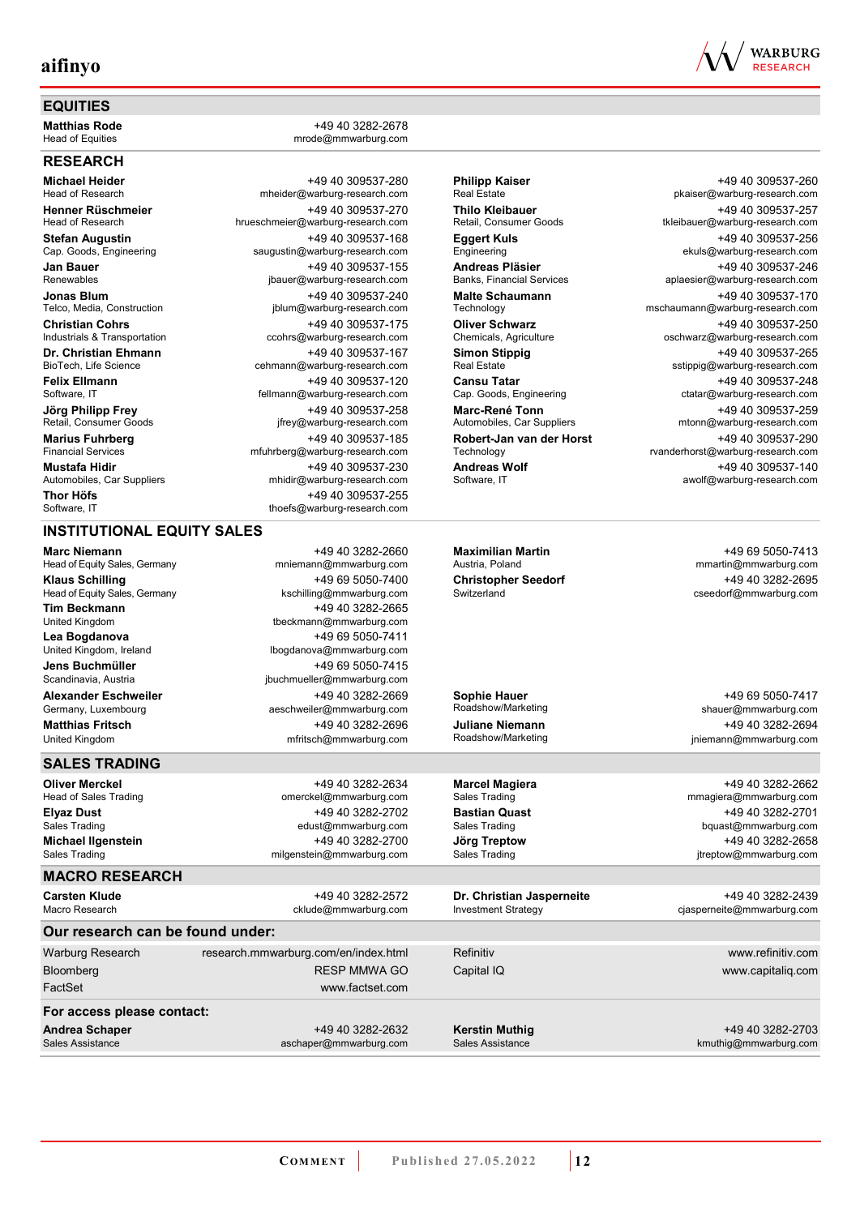## EQUITIES

| | |
|---|---|
| **Matthias Rode**<br>Head of Equities | +49 40 3282-2678<br>mrode@mmwarburg.com |

## RESEARCH

| | |
|---|---|
| **Michael Heider**<br>Head of Research | +49 40 309537-280<br>mheider@warburg-research.com |
| **Henner Rüschmeier**<br>Head of Research | +49 40 309537-270<br>hrueschmeier@warburg-research.com |
| **Stefan Augustin**<br>Cap. Goods, Engineering | +49 40 309537-168<br>saugustin@warburg-research.com |
| **Jan Bauer**<br>Renewables | +49 40 309537-155<br>jbauer@warburg-research.com |
| **Jonas Blum**<br>Telco, Media, Construction | +49 40 309537-240<br>jblum@warburg-research.com |
| **Christian Cohrs**<br>Industrials & Transportation | +49 40 309537-175<br>ccohrs@warburg-research.com |
| **Dr. Christian Ehmann**<br>BioTech, Life Science | +49 40 309537-167<br>cehmann@warburg-research.com |
| **Felix Ellmann**<br>Software, IT | +49 40 309537-120<br>fellmann@warburg-research.com |
| **Jörg Philipp Frey**<br>Retail, Consumer Goods | +49 40 309537-258<br>jfrey@warburg-research.com |
| **Marius Fuhrberg**<br>Financial Services | +49 40 309537-185<br>mfuhrberg@warburg-research.com |
| **Mustafa Hidir**<br>Automobiles, Car Suppliers | +49 40 309537-230<br>mhidir@warburg-research.com |
| **Thor Höfs**<br>Software, IT | +49 40 309537-255<br>thoefs@warburg-research.com |
| **Philipp Kaiser**<br>Real Estate | +49 40 309537-260<br>pkaiser@warburg-research.com |
| **Thilo Kleibauer**<br>Retail, Consumer Goods | +49 40 309537-257<br>tkleibauer@warburg-research.com |
| **Eggert Kuls**<br>Engineering | +49 40 309537-256<br>ekuls@warburg-research.com |
| **Andreas Pläsier**<br>Banks, Financial Services | +49 40 309537-246<br>aplaesier@warburg-research.com |
| **Malte Schaumann**<br>Technology | +49 40 309537-170<br>mschaumann@warburg-research.com |
| **Oliver Schwarz**<br>Chemicals, Agriculture | +49 40 309537-250<br>oschwarz@warburg-research.com |
| **Simon Stippig**<br>Real Estate | +49 40 309537-265<br>sstippig@warburg-research.com |
| **Cansu Tatar**<br>Cap. Goods, Engineering | +49 40 309537-248<br>ctatar@warburg-research.com |
| **Marc-René Tonn**<br>Automobiles, Car Suppliers | +49 40 309537-259<br>mtonn@warburg-research.com |
| **Robert-Jan van der Horst**<br>Technology | +49 40 309537-290<br>rvanderhorst@warburg-research.com |
| **Andreas Wolf**<br>Software, IT | +49 40 309537-140<br>awolf@warburg-research.com |

## INSTITUTIONAL EQUITY SALES

| | |
|---|---|
| **Marc Niemann**<br>Head of Equity Sales, Germany | +49 40 3282-2660<br>mniemann@mmwarburg.com |
| **Klaus Schilling**<br>Head of Equity Sales, Germany | +49 69 5050-7400<br>kschilling@mmwarburg.com |
| **Tim Beckmann**<br>United Kingdom | +49 40 3282-2665<br>tbeckmann@mmwarburg.com |
| **Lea Bogdanova**<br>United Kingdom, Ireland | +49 69 5050-7411<br>lbogdanova@mmwarburg.com |
| **Jens Buchmüller**<br>Scandinavia, Austria | +49 69 5050-7415<br>jbuchmueller@mmwarburg.com |
| **Alexander Eschweiler**<br>Germany, Luxembourg | +49 40 3282-2669<br>aeschweiler@mmwarburg.com |
| **Matthias Fritsch**<br>United Kingdom | +49 40 3282-2696<br>mfritsch@mmwarburg.com |
| **Maximilian Martin**<br>Austria, Poland | +49 69 5050-7413<br>mmartin@mmwarburg.com |
| **Christopher Seedorf**<br>Switzerland | +49 40 3282-2695<br>cseedorf@mmwarburg.com |
| **Sophie Hauer**<br>Roadshow/Marketing | +49 69 5050-7417<br>shauer@mmwarburg.com |
| **Juliane Niemann**<br>Roadshow/Marketing | +49 40 3282-2694<br>jniemann@mmwarburg.com |

## SALES TRADING

| | |
|---|---|
| **Oliver Merckel**<br>Head of Sales Trading | +49 40 3282-2634<br>omerckel@mmwarburg.com |
| **Elyaz Dust**<br>Sales Trading | +49 40 3282-2702<br>edust@mmwarburg.com |
| **Michael Ilgenstein**<br>Sales Trading | +49 40 3282-2700<br>milgenstein@mmwarburg.com |
| **Marcel Magiera**<br>Sales Trading | +49 40 3282-2662<br>mmagiera@mmwarburg.com |
| **Bastian Quast**<br>Sales Trading | +49 40 3282-2701<br>bquast@mmwarburg.com |
| **Jörg Treptow**<br>Sales Trading | +49 40 3282-2658<br>jtreptow@mmwarburg.com |

## MACRO RESEARCH

| | |
|---|---|
| **Carsten Klude**<br>Macro Research | +49 40 3282-2572<br>cklude@mmwarburg.com |
| **Dr. Christian Jasperneite**<br>Investment Strategy | +49 40 3282-2439<br>cjasperneite@mmwarburg.com |

## Our research can be found under:

| | |
|---|---|
| Warburg Research | research.mmwarburg.com/en/index.html |
| Bloomberg | RESP MMWA GO |
| FactSet | www.factset.com |
| Refinitiv | www.refinitiv.com |
| Capital IQ | www.capitaliq.com |

## For access please contact:

| | |
|---|---|
| **Andrea Schaper**<br>Sales Assistance | +49 40 3282-2632<br>aschaper@mmwarburg.com |
| **Kerstin Muthig**<br>Sales Assistance | +49 40 3282-2703<br>kmuthig@mmwarburg.com |